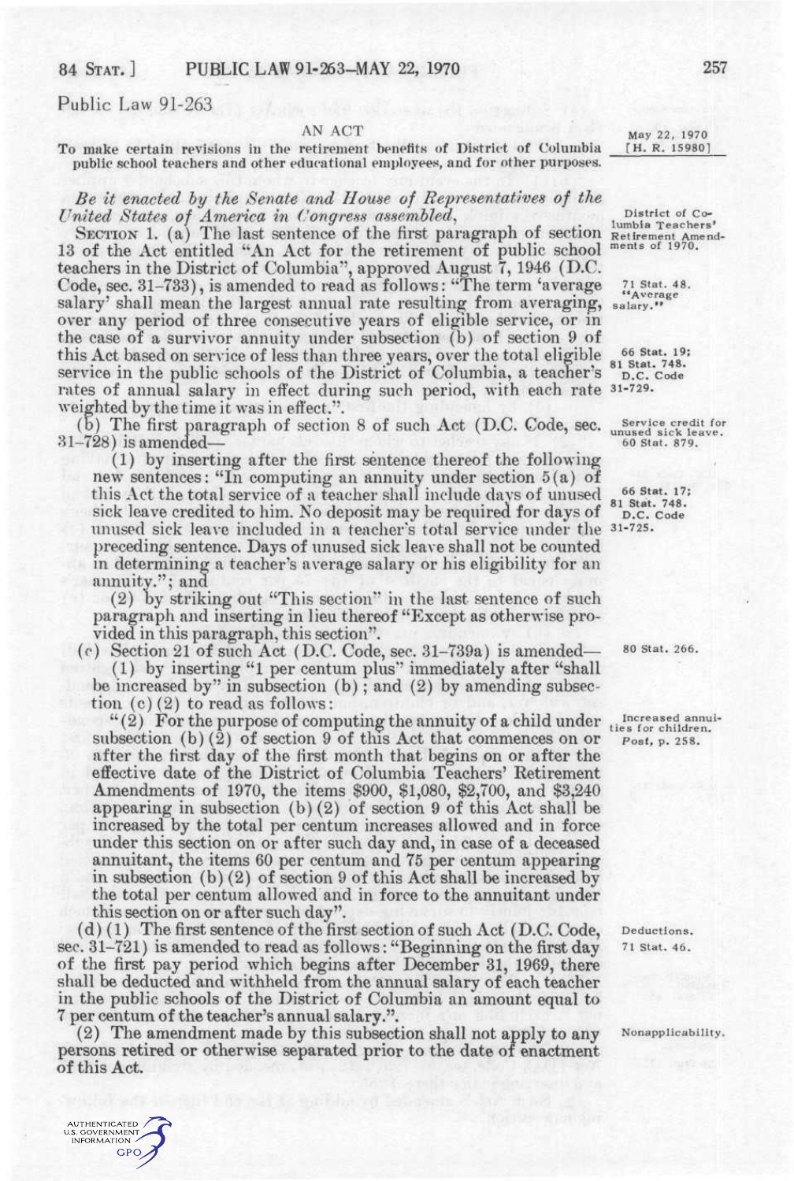Public Law 91-263

AN ACT

To make certain revisions in the retirement benefits of District of Columbia public school teachers and other educational employees, and for other purposes.

May 22, 1970
[H. R. 15980]

*Be it enacted by the Senate and House of Representatives of the United States of America in Congress assembled,*

District of Columbia Teachers' Retirement Amendments of 1970.

SECTION 1. (a) The last sentence of the first paragraph of section 13 of the Act entitled "An Act for the retirement of public school teachers in the District of Columbia", approved August 7, 1946 (D.C. Code, sec. 31-733), is amended to read as follows: "The term 'average salary' shall mean the largest annual rate resulting from averaging, over any period of three consecutive years of eligible service, or in the case of a survivor annuity under subsection (b) of section 9 of this Act based on service of less than three years, over the total eligible service in the public schools of the District of Columbia, a teacher's rates of annual salary in effect during such period, with each rate weighted by the time it was in effect.".

71 Stat. 48.
"Average salary."
66 Stat. 19;
81 Stat. 748.
D.C. Code 31-729.

(b) The first paragraph of section 8 of such Act (D.C. Code, sec. 31-728) is amended—

Service credit for unused sick leave.
60 Stat. 879.

(1) by inserting after the first sentence thereof the following new sentences: "In computing an annuity under section 5(a) of this Act the total service of a teacher shall include days of unused sick leave credited to him. No deposit may be required for days of unused sick leave included in a teacher's total service under the preceding sentence. Days of unused sick leave shall not be counted in determining a teacher's average salary or his eligibility for an annuity."; and

66 Stat. 17;
81 Stat. 748.
D.C. Code 31-725.

(2) by striking out "This section" in the last sentence of such paragraph and inserting in lieu thereof "Except as otherwise provided in this paragraph, this section".

(c) Section 21 of such Act (D.C. Code, sec. 31-739a) is amended—

80 Stat. 266.

(1) by inserting "1 per centum plus" immediately after "shall be increased by" in subsection (b); and (2) by amending subsection (c)(2) to read as follows:

"(2) For the purpose of computing the annuity of a child under subsection (b)(2) of section 9 of this Act that commences on or after the first day of the first month that begins on or after the effective date of the District of Columbia Teachers' Retirement Amendments of 1970, the items $900, $1,080, $2,700, and $3,240 appearing in subsection (b)(2) of section 9 of this Act shall be increased by the total per centum increases allowed and in force under this section on or after such day and, in case of a deceased annuitant, the items 60 per centum and 75 per centum appearing in subsection (b)(2) of section 9 of this Act shall be increased by the total per centum allowed and in force to the annuitant under this section on or after such day".

Increased annuities for children.
*Post*, p. 258.

(d)(1) The first sentence of the first section of such Act (D.C. Code, sec. 31-721) is amended to read as follows: "Beginning on the first day of the first pay period which begins after December 31, 1969, there shall be deducted and withheld from the annual salary of each teacher in the public schools of the District of Columbia an amount equal to 7 per centum of the teacher's annual salary.".

Deductions.
71 Stat. 46.

(2) The amendment made by this subsection shall not apply to any persons retired or otherwise separated prior to the date of enactment of this Act.

Nonapplicability.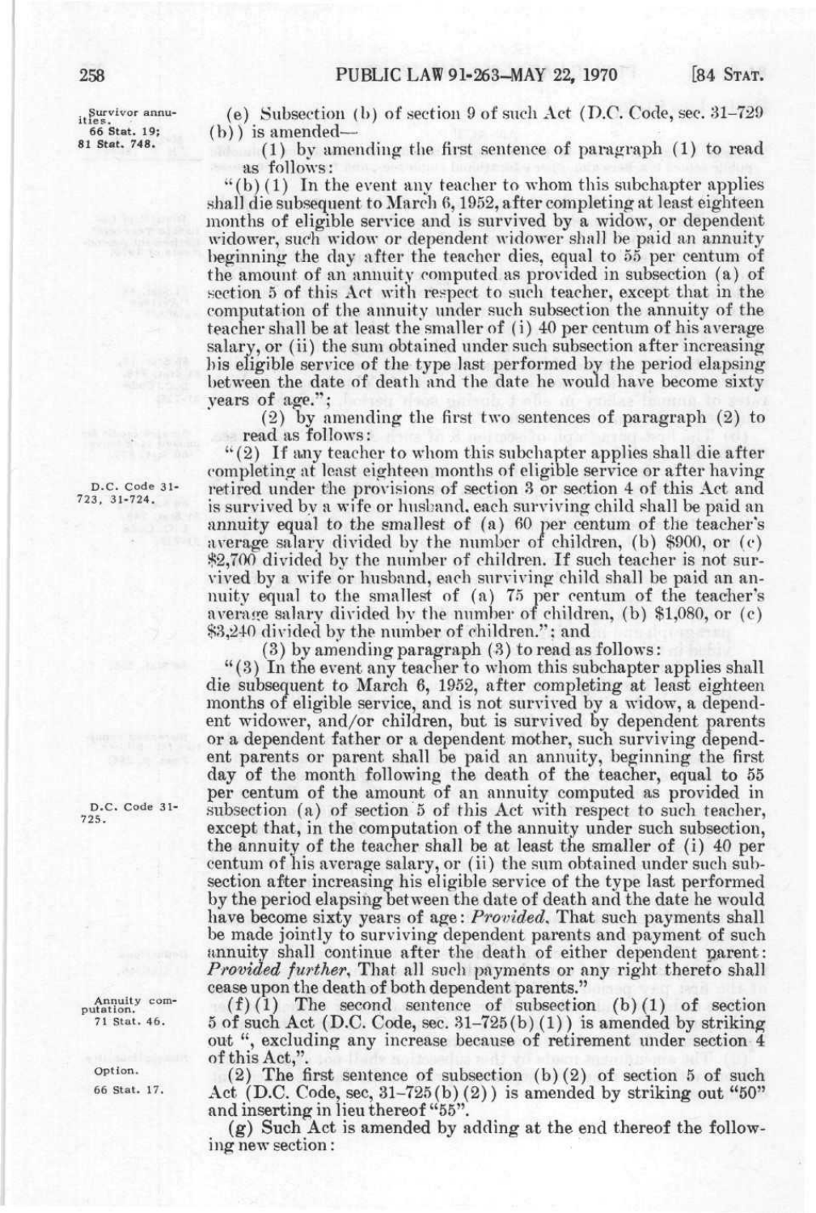Survivor annuities. 66 Stat. 19; 81 Stat. 748.

(e) Subsection (b) of section 9 of such Act (D.C. Code, sec. 31-729 (b)) is amended—

(1) by amending the first sentence of paragraph (1) to read as follows:

"(b)(1) In the event any teacher to whom this subchapter applies shall die subsequent to March 6, 1952, after completing at least eighteen months of eligible service and is survived by a widow, or dependent widower, such widow or dependent widower shall be paid an annuity beginning the day after the teacher dies, equal to 55 per centum of the amount of an annuity computed as provided in subsection (a) of section 5 of this Act with respect to such teacher, except that in the computation of the annuity under such subsection the annuity of the teacher shall be at least the smaller of (i) 40 per centum of his average salary, or (ii) the sum obtained under such subsection after increasing his eligible service of the type last performed by the period elapsing between the date of death and the date he would have become sixty years of age.";

(2) by amending the first two sentences of paragraph (2) to read as follows:

D.C. Code 31-723, 31-724.

"(2) If any teacher to whom this subchapter applies shall die after completing at least eighteen months of eligible service or after having retired under the provisions of section 3 or section 4 of this Act and is survived by a wife or husband, each surviving child shall be paid an annuity equal to the smallest of (a) 60 per centum of the teacher's average salary divided by the number of children, (b) $900, or (c) $2,700 divided by the number of children. If such teacher is not survived by a wife or husband, each surviving child shall be paid an annuity equal to the smallest of (a) 75 per centum of the teacher's average salary divided by the number of children, (b) $1,080, or (c) $3,240 divided by the number of children."; and

(3) by amending paragraph (3) to read as follows:

"(3) In the event any teacher to whom this subchapter applies shall die subsequent to March 6, 1952, after completing at least eighteen months of eligible service, and is not survived by a widow, a dependent widower, and/or children, but is survived by dependent parents or a dependent father or a dependent mother, such surviving dependent parents or parent shall be paid an annuity, beginning the first day of the month following the death of the teacher, equal to 55 per centum of the amount of an annuity computed as provided in subsection (a) of section 5 of this Act with respect to such teacher, except that, in the computation of the annuity under such subsection, the annuity of the teacher shall be at least the smaller of (i) 40 per centum of his average salary, or (ii) the sum obtained under such subsection after increasing his eligible service of the type last performed by the period elapsing between the date of death and the date he would have become sixty years of age: *Provided*, That such payments shall be made jointly to surviving dependent parents and payment of such annuity shall continue after the death of either dependent parent: *Provided further*, That all such payments or any right thereto shall cease upon the death of both dependent parents."

D.C. Code 31-725.

Annuity computation. 71 Stat. 46.

(f)(1) The second sentence of subsection (b)(1) of section 5 of such Act (D.C. Code, sec. 31-725(b)(1)) is amended by striking out ", excluding any increase because of retirement under section 4 of this Act,".

Option. 66 Stat. 17.

(2) The first sentence of subsection (b)(2) of section 5 of such Act (D.C. Code, sec, 31-725(b)(2)) is amended by striking out "50" and inserting in lieu thereof "55".

(g) Such Act is amended by adding at the end thereof the following new section: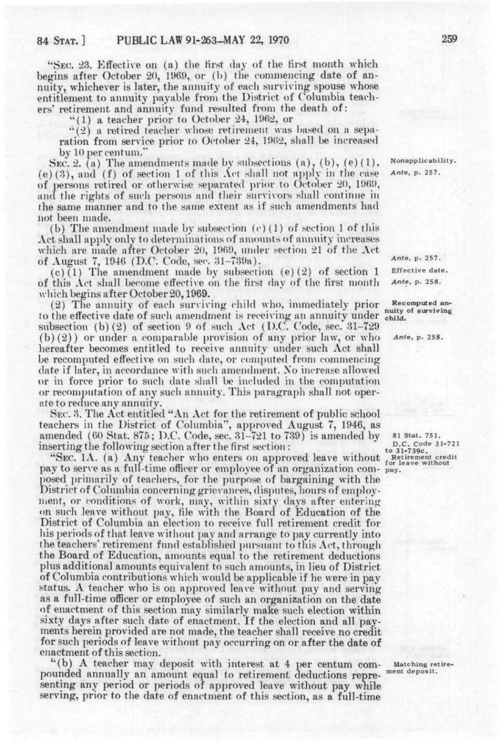"SEC. 23. Effective on (a) the first day of the first month which begins after October 20, 1969, or (b) the commencing date of annuity, whichever is later, the annuity of each surviving spouse whose entitlement to annuity payable from the District of Columbia teachers' retirement and annuity fund resulted from the death of:

"(1) a teacher prior to October 24, 1962, or

"(2) a retired teacher whose retirement was based on a separation from service prior to October 24, 1962, shall be increased by 10 per centum."

SEC. 2. (a) The amendments made by subsections (a), (b), (e)(1), (e)(3), and (f) of section 1 of this Act shall not apply in the case of persons retired or otherwise separated prior to October 20, 1969, and the rights of such persons and their survivors shall continue in the same manner and to the same extent as if such amendments had not been made.

Nonapplicability.
*Ante*, p. 257.

(b) The amendment made by subsection (c)(1) of section 1 of this Act shall apply only to determinations of amounts of annuity increases which are made after October 20, 1969, under section 21 of the Act of August 7, 1946 (D.C. Code, sec. 31-739a).

*Ante*, p. 257.

(c)(1) The amendment made by subsection (e)(2) of section 1 of this Act shall become effective on the first day of the first month which begins after October 20, 1969.

Effective date.
*Ante*, p. 258.

(2) The annuity of each surviving child who, immediately prior to the effective date of such amendment is receiving an annuity under subsection (b)(2) of section 9 of such Act (D.C. Code, sec. 31-729 (b)(2)) or under a comparable provision of any prior law, or who hereafter becomes entitled to receive annuity under such Act shall be recomputed effective on such date, or computed from commencing date if later, in accordance with such amendment. No increase allowed or in force prior to such date shall be included in the computation or recomputation of any such annuity. This paragraph shall not operate to reduce any annuity.

Recomputed annuity of surviving child.
*Ante*, p. 258.

SEC. 3. The Act entitled "An Act for the retirement of public school teachers in the District of Columbia", approved August 7, 1946, as amended (60 Stat. 875; D.C. Code, sec. 31-721 to 739) is amended by inserting the following section after the first section:

81 Stat. 751.
D.C. Code 31-721 to 31-739c.

"SEC. 1A. (a) Any teacher who enters on approved leave without pay to serve as a full-time officer or employee of an organization composed primarily of teachers, for the purpose of bargaining with the District of Columbia concerning grievances, disputes, hours of employment, or conditions of work, may, within sixty days after entering on such leave without pay, file with the Board of Education of the District of Columbia an election to receive full retirement credit for his periods of that leave without pay and arrange to pay currently into the teachers' retirement fund established pursuant to this Act, through the Board of Education, amounts equal to the retirement deductions plus additional amounts equivalent to such amounts, in lieu of District of Columbia contributions which would be applicable if he were in pay status. A teacher who is on approved leave without pay and serving as a full-time officer or employee of such an organization on the date of enactment of this section may similarly make such election within sixty days after such date of enactment. If the election and all payments herein provided are not made, the teacher shall receive no credit for such periods of leave without pay occurring on or after the date of enactment of this section.

Retirement credit for leave without pay.

"(b) A teacher may deposit with interest at 4 per centum compounded annually an amount equal to retirement deductions representing any period or periods of approved leave without pay while serving, prior to the date of enactment of this section, as a full-time

Matching retirement deposit.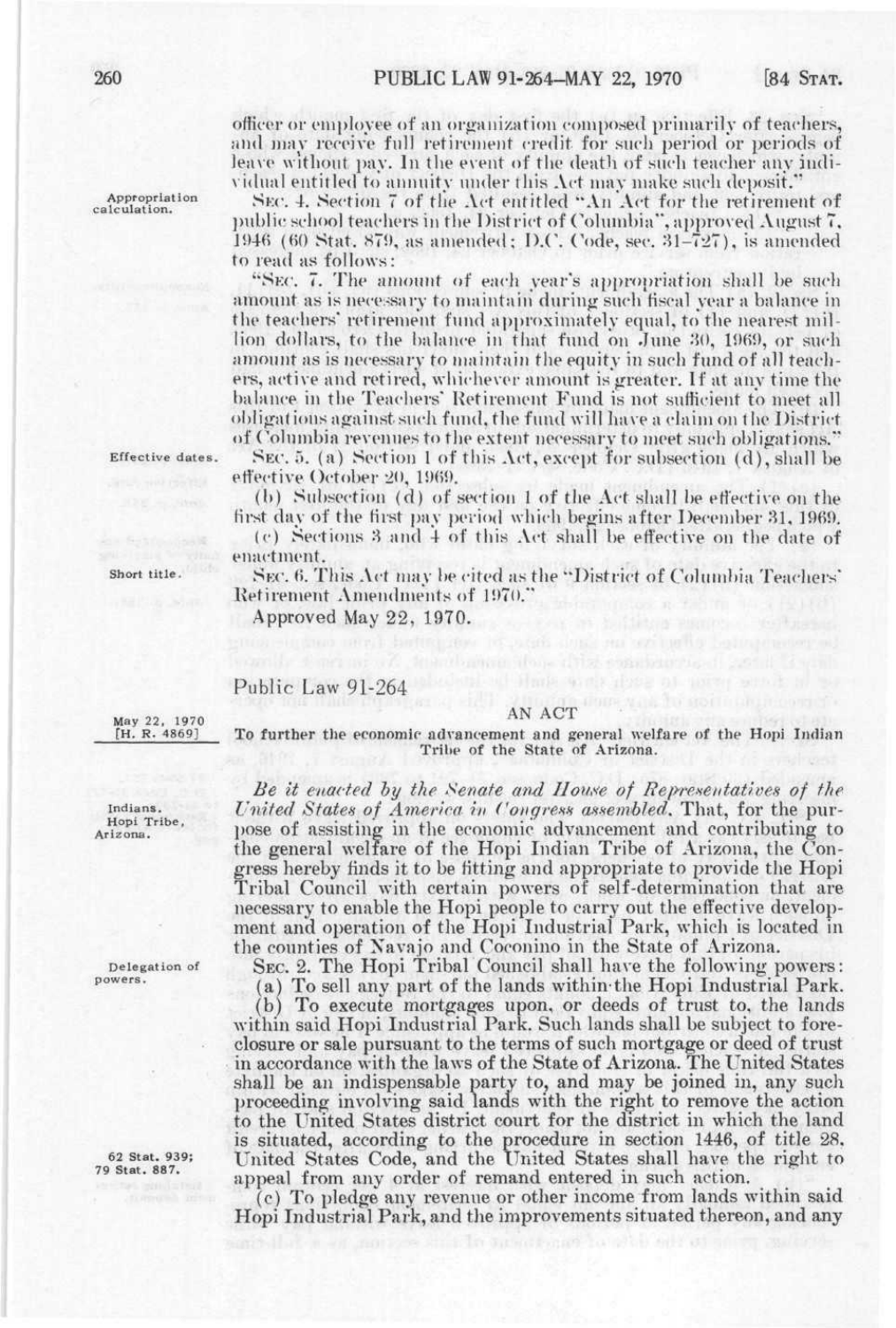officer or employee of an organization composed primarily of teachers, and may receive full retirement credit for such period or periods of leave without pay. In the event of the death of such teacher any individual entitled to annuity under this Act may make such deposit."

Appropriation calculation.

SEC. 4. Section 7 of the Act entitled "An Act for the retirement of public school teachers in the District of Columbia", approved August 7, 1946 (60 Stat. 879, as amended; D.C. Code, sec. 31-727), is amended to read as follows:

"SEC. 7. The amount of each year's appropriation shall be such amount as is necessary to maintain during such fiscal year a balance in the teachers' retirement fund approximately equal, to the nearest million dollars, to the balance in that fund on June 30, 1969, or such amount as is necessary to maintain the equity in such fund of all teachers, active and retired, whichever amount is greater. If at any time the balance in the Teachers' Retirement Fund is not sufficient to meet all obligations against such fund, the fund will have a claim on the District of Columbia revenues to the extent necessary to meet such obligations."

Effective dates.

SEC. 5. (a) Section 1 of this Act, except for subsection (d), shall be effective October 20, 1969.

(b) Subsection (d) of section 1 of the Act shall be effective on the first day of the first pay period which begins after December 31, 1969.

(c) Sections 3 and 4 of this Act shall be effective on the date of enactment.

Short title.

SEC. 6. This Act may be cited as the "District of Columbia Teachers' Retirement Amendments of 1970."

Approved May 22, 1970.

## Public Law 91-264

May 22, 1970
[H. R. 4869]

### AN ACT

To further the economic advancement and general welfare of the Hopi Indian Tribe of the State of Arizona.

Indians. Hopi Tribe, Arizona.

*Be it enacted by the Senate and House of Representatives of the United States of America in Congress assembled*, That, for the purpose of assisting in the economic advancement and contributing to the general welfare of the Hopi Indian Tribe of Arizona, the Congress hereby finds it to be fitting and appropriate to provide the Hopi Tribal Council with certain powers of self-determination that are necessary to enable the Hopi people to carry out the effective development and operation of the Hopi Industrial Park, which is located in the counties of Navajo and Coconino in the State of Arizona.

Delegation of powers.

SEC. 2. The Hopi Tribal Council shall have the following powers:

(a) To sell any part of the lands within the Hopi Industrial Park.

(b) To execute mortgages upon, or deeds of trust to, the lands within said Hopi Industrial Park. Such lands shall be subject to foreclosure or sale pursuant to the terms of such mortgage or deed of trust in accordance with the laws of the State of Arizona. The United States shall be an indispensable party to, and may be joined in, any such proceeding involving said lands with the right to remove the action to the United States district court for the district in which the land is situated, according to the procedure in section 1446, of title 28, United States Code, and the United States shall have the right to appeal from any order of remand entered in such action.

62 Stat. 939; 79 Stat. 887.

(c) To pledge any revenue or other income from lands within said Hopi Industrial Park, and the improvements situated thereon, and any